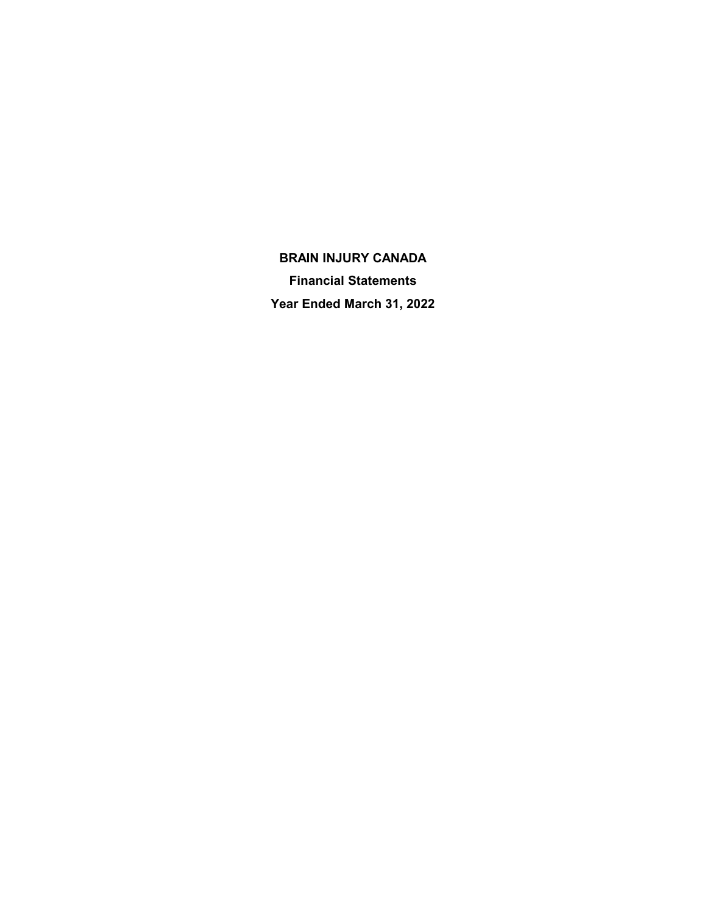# BRAIN INJURY CANADA

## Financial Statements

## Year Ended March 31, 2022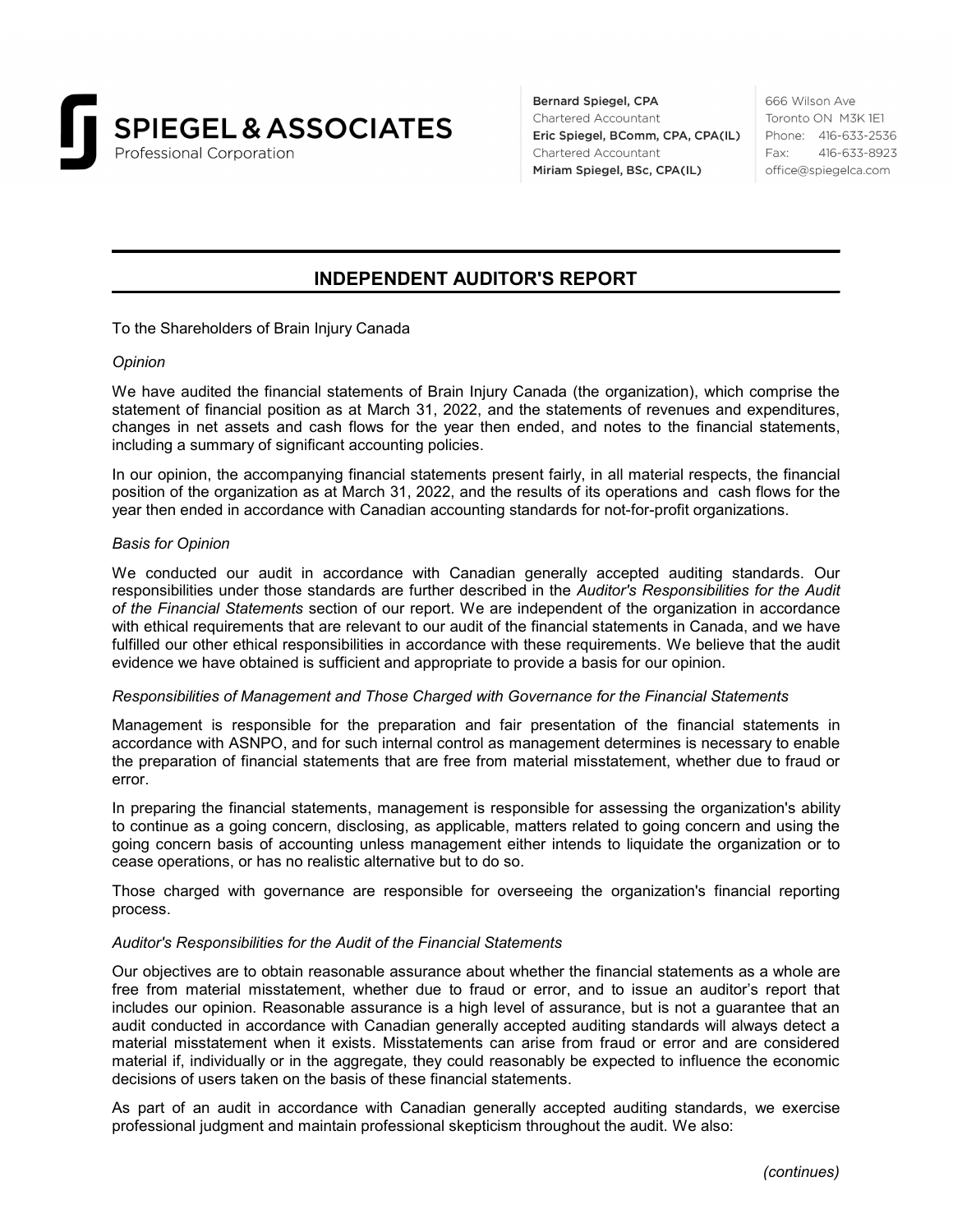**SPIEGEL & ASSOCIATES**
Professional Corporation

**Bernard Spiegel, CPA**
Chartered Accountant
**Eric Spiegel, BComm, CPA, CPA(IL)**
Chartered Accountant
**Miriam Spiegel, BSc, CPA(IL)**

666 Wilson Ave
Toronto ON M3K 1E1
Phone: 416-633-2536
Fax: 416-633-8923
office@spiegelca.com

# INDEPENDENT AUDITOR'S REPORT

To the Shareholders of Brain Injury Canada

*Opinion*

We have audited the financial statements of Brain Injury Canada (the organization), which comprise the statement of financial position as at March 31, 2022, and the statements of revenues and expenditures, changes in net assets and cash flows for the year then ended, and notes to the financial statements, including a summary of significant accounting policies.

In our opinion, the accompanying financial statements present fairly, in all material respects, the financial position of the organization as at March 31, 2022, and the results of its operations and cash flows for the year then ended in accordance with Canadian accounting standards for not-for-profit organizations.

*Basis for Opinion*

We conducted our audit in accordance with Canadian generally accepted auditing standards. Our responsibilities under those standards are further described in the *Auditor's Responsibilities for the Audit of the Financial Statements* section of our report. We are independent of the organization in accordance with ethical requirements that are relevant to our audit of the financial statements in Canada, and we have fulfilled our other ethical responsibilities in accordance with these requirements. We believe that the audit evidence we have obtained is sufficient and appropriate to provide a basis for our opinion.

*Responsibilities of Management and Those Charged with Governance for the Financial Statements*

Management is responsible for the preparation and fair presentation of the financial statements in accordance with ASNPO, and for such internal control as management determines is necessary to enable the preparation of financial statements that are free from material misstatement, whether due to fraud or error.

In preparing the financial statements, management is responsible for assessing the organization's ability to continue as a going concern, disclosing, as applicable, matters related to going concern and using the going concern basis of accounting unless management either intends to liquidate the organization or to cease operations, or has no realistic alternative but to do so.

Those charged with governance are responsible for overseeing the organization's financial reporting process.

*Auditor's Responsibilities for the Audit of the Financial Statements*

Our objectives are to obtain reasonable assurance about whether the financial statements as a whole are free from material misstatement, whether due to fraud or error, and to issue an auditor's report that includes our opinion. Reasonable assurance is a high level of assurance, but is not a guarantee that an audit conducted in accordance with Canadian generally accepted auditing standards will always detect a material misstatement when it exists. Misstatements can arise from fraud or error and are considered material if, individually or in the aggregate, they could reasonably be expected to influence the economic decisions of users taken on the basis of these financial statements.

As part of an audit in accordance with Canadian generally accepted auditing standards, we exercise professional judgment and maintain professional skepticism throughout the audit. We also:

*(continues)*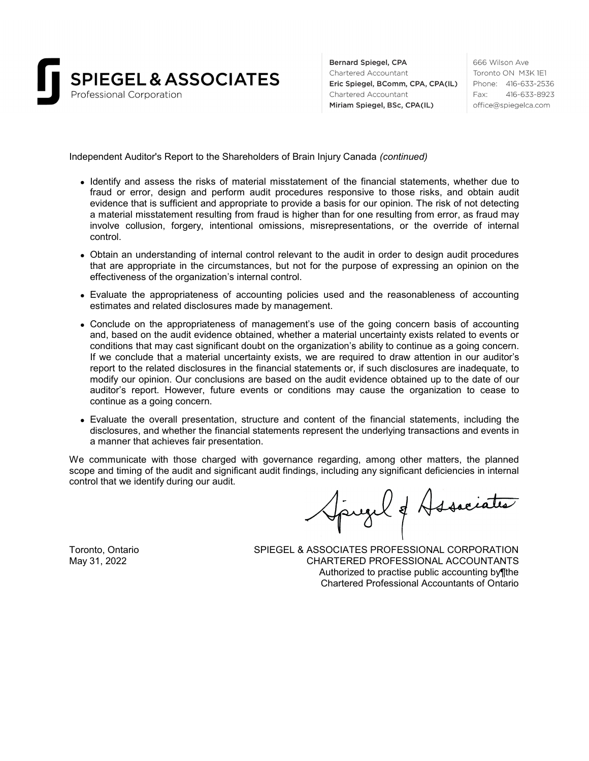Independent Auditor's Report to the Shareholders of Brain Injury Canada *(continued)*

- Identify and assess the risks of material misstatement of the financial statements, whether due to fraud or error, design and perform audit procedures responsive to those risks, and obtain audit evidence that is sufficient and appropriate to provide a basis for our opinion. The risk of not detecting a material misstatement resulting from fraud is higher than for one resulting from error, as fraud may involve collusion, forgery, intentional omissions, misrepresentations, or the override of internal control.
- Obtain an understanding of internal control relevant to the audit in order to design audit procedures that are appropriate in the circumstances, but not for the purpose of expressing an opinion on the effectiveness of the organization's internal control.
- Evaluate the appropriateness of accounting policies used and the reasonableness of accounting estimates and related disclosures made by management.
- Conclude on the appropriateness of management's use of the going concern basis of accounting and, based on the audit evidence obtained, whether a material uncertainty exists related to events or conditions that may cast significant doubt on the organization's ability to continue as a going concern. If we conclude that a material uncertainty exists, we are required to draw attention in our auditor's report to the related disclosures in the financial statements or, if such disclosures are inadequate, to modify our opinion. Our conclusions are based on the audit evidence obtained up to the date of our auditor's report. However, future events or conditions may cause the organization to cease to continue as a going concern.
- Evaluate the overall presentation, structure and content of the financial statements, including the disclosures, and whether the financial statements represent the underlying transactions and events in a manner that achieves fair presentation.

We communicate with those charged with governance regarding, among other matters, the planned scope and timing of the audit and significant audit findings, including any significant deficiencies in internal control that we identify during our audit.

Spiegel & Associates

Toronto, Ontario
May 31, 2022

SPIEGEL & ASSOCIATES PROFESSIONAL CORPORATION
CHARTERED PROFESSIONAL ACCOUNTANTS
Authorized to practise public accounting by¶the
Chartered Professional Accountants of Ontario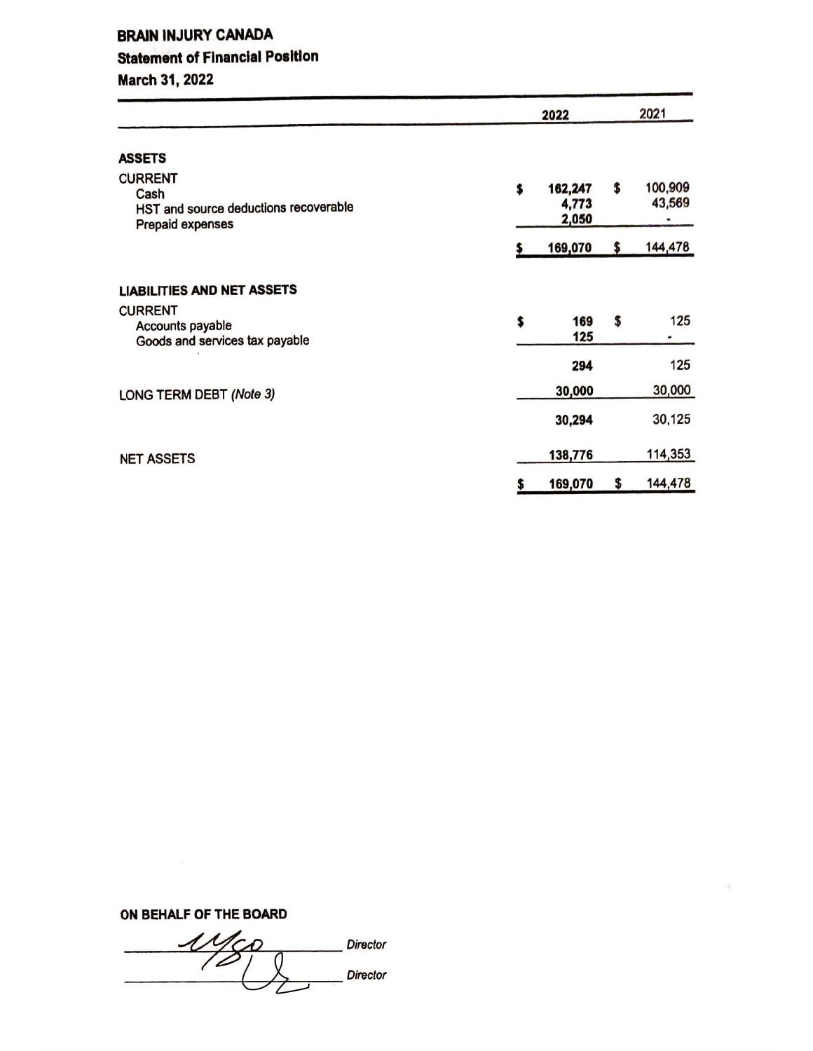**BRAIN INJURY CANADA**

**Statement of Financial Position**

**March 31, 2022**

| | 2022 | 2021 |
|---|---|---|
| **ASSETS** | | |
| CURRENT | | |
| Cash | $ 162,247 | $ 100,909 |
| HST and source deductions recoverable | 4,773 | 43,569 |
| Prepaid expenses | 2,050 | - |
| | $ 169,070 | $ 144,478 |
| **LIABILITIES AND NET ASSETS** | | |
| CURRENT | | |
| Accounts payable | $ 169 | $ 125 |
| Goods and services tax payable | 125 | - |
| | 294 | 125 |
| LONG TERM DEBT *(Note 3)* | 30,000 | 30,000 |
| | 30,294 | 30,125 |
| NET ASSETS | 138,776 | 114,353 |
| | $ 169,070 | $ 144,478 |

**ON BEHALF OF THE BOARD**

_______________ *Director*

_______________ *Director*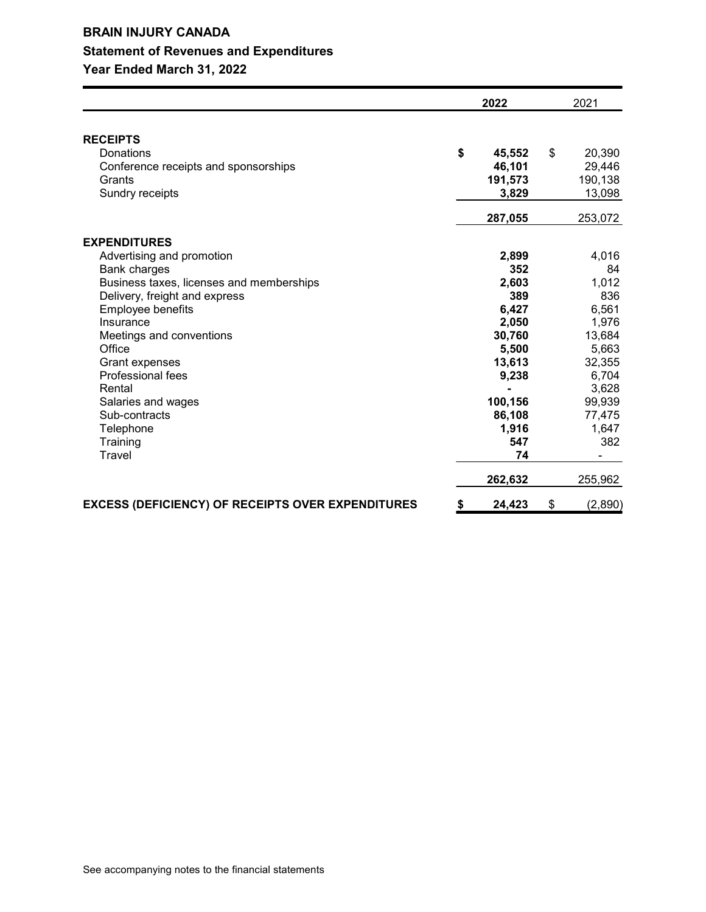# BRAIN INJURY CANADA

## Statement of Revenues and Expenditures

## Year Ended March 31, 2022

| | 2022 | 2021 |
|---|---|---|
| **RECEIPTS** | | |
| Donations | **$ 45,552** | $ 20,390 |
| Conference receipts and sponsorships | **46,101** | 29,446 |
| Grants | **191,573** | 190,138 |
| Sundry receipts | **3,829** | 13,098 |
| | **287,055** | 253,072 |
| **EXPENDITURES** | | |
| Advertising and promotion | **2,899** | 4,016 |
| Bank charges | **352** | 84 |
| Business taxes, licenses and memberships | **2,603** | 1,012 |
| Delivery, freight and express | **389** | 836 |
| Employee benefits | **6,427** | 6,561 |
| Insurance | **2,050** | 1,976 |
| Meetings and conventions | **30,760** | 13,684 |
| Office | **5,500** | 5,663 |
| Grant expenses | **13,613** | 32,355 |
| Professional fees | **9,238** | 6,704 |
| Rental | **-** | 3,628 |
| Salaries and wages | **100,156** | 99,939 |
| Sub-contracts | **86,108** | 77,475 |
| Telephone | **1,916** | 1,647 |
| Training | **547** | 382 |
| Travel | **74** | - |
| | **262,632** | 255,962 |
| **EXCESS (DEFICIENCY) OF RECEIPTS OVER EXPENDITURES** | **$ 24,423** | $ (2,890) |

See accompanying notes to the financial statements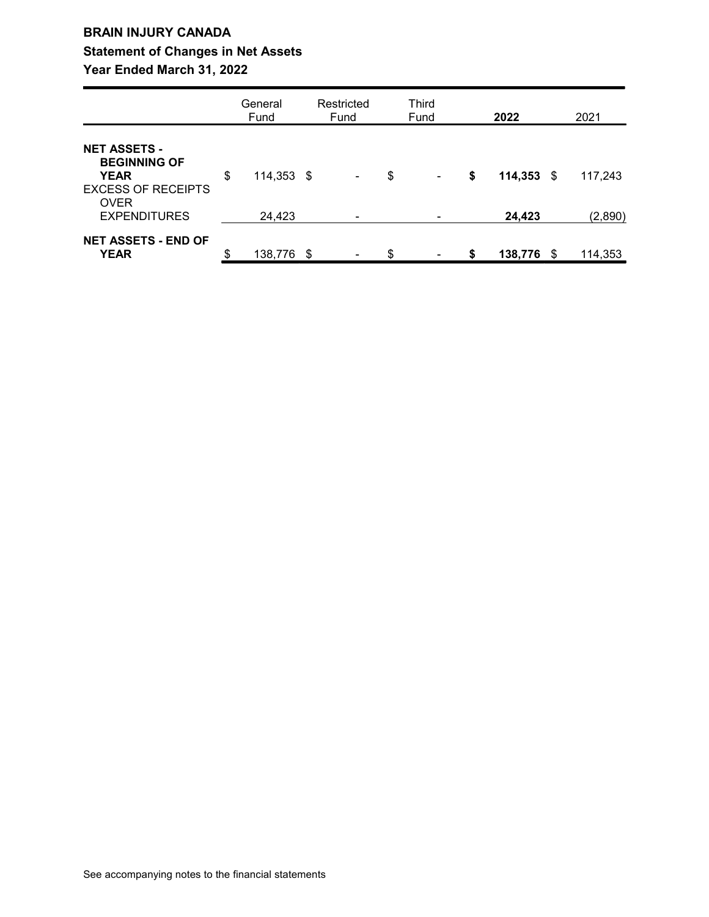**BRAIN INJURY CANADA**

**Statement of Changes in Net Assets**

**Year Ended March 31, 2022**

| | General Fund | Restricted Fund | Third Fund | **2022** | 2021 |
|---|---|---|---|---|---|
| **NET ASSETS - BEGINNING OF YEAR** | $ 114,353 | $ - | $ - | **$ 114,353** | $ 117,243 |
| EXCESS OF RECEIPTS OVER EXPENDITURES | 24,423 | - | - | **24,423** | (2,890) |
| **NET ASSETS - END OF YEAR** | $ 138,776 | $ - | $ - | **$ 138,776** | $ 114,353 |

See accompanying notes to the financial statements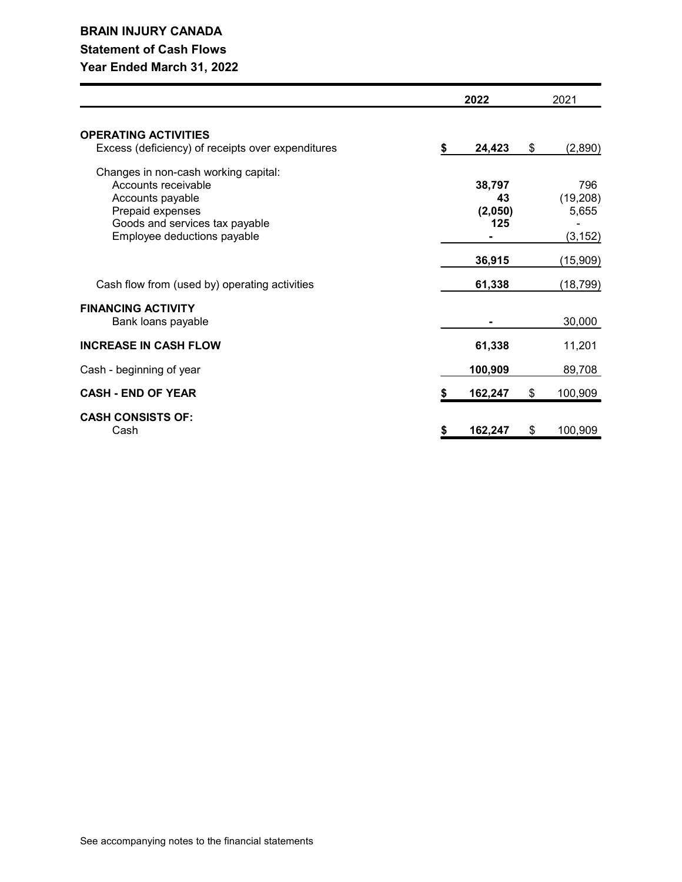**BRAIN INJURY CANADA**

**Statement of Cash Flows**

**Year Ended March 31, 2022**

| | 2022 | 2021 |
|---|---|---|
| **OPERATING ACTIVITIES** | | |
| Excess (deficiency) of receipts over expenditures | $ 24,423 | $ (2,890) |
| Changes in non-cash working capital: | | |
| Accounts receivable | 38,797 | 796 |
| Accounts payable | 43 | (19,208) |
| Prepaid expenses | (2,050) | 5,655 |
| Goods and services tax payable | 125 | - |
| Employee deductions payable | - | (3,152) |
| | 36,915 | (15,909) |
| Cash flow from (used by) operating activities | 61,338 | (18,799) |
| **FINANCING ACTIVITY** | | |
| Bank loans payable | - | 30,000 |
| **INCREASE IN CASH FLOW** | 61,338 | 11,201 |
| Cash - beginning of year | 100,909 | 89,708 |
| **CASH - END OF YEAR** | $ 162,247 | $ 100,909 |
| **CASH CONSISTS OF:** | | |
| Cash | $ 162,247 | $ 100,909 |

See accompanying notes to the financial statements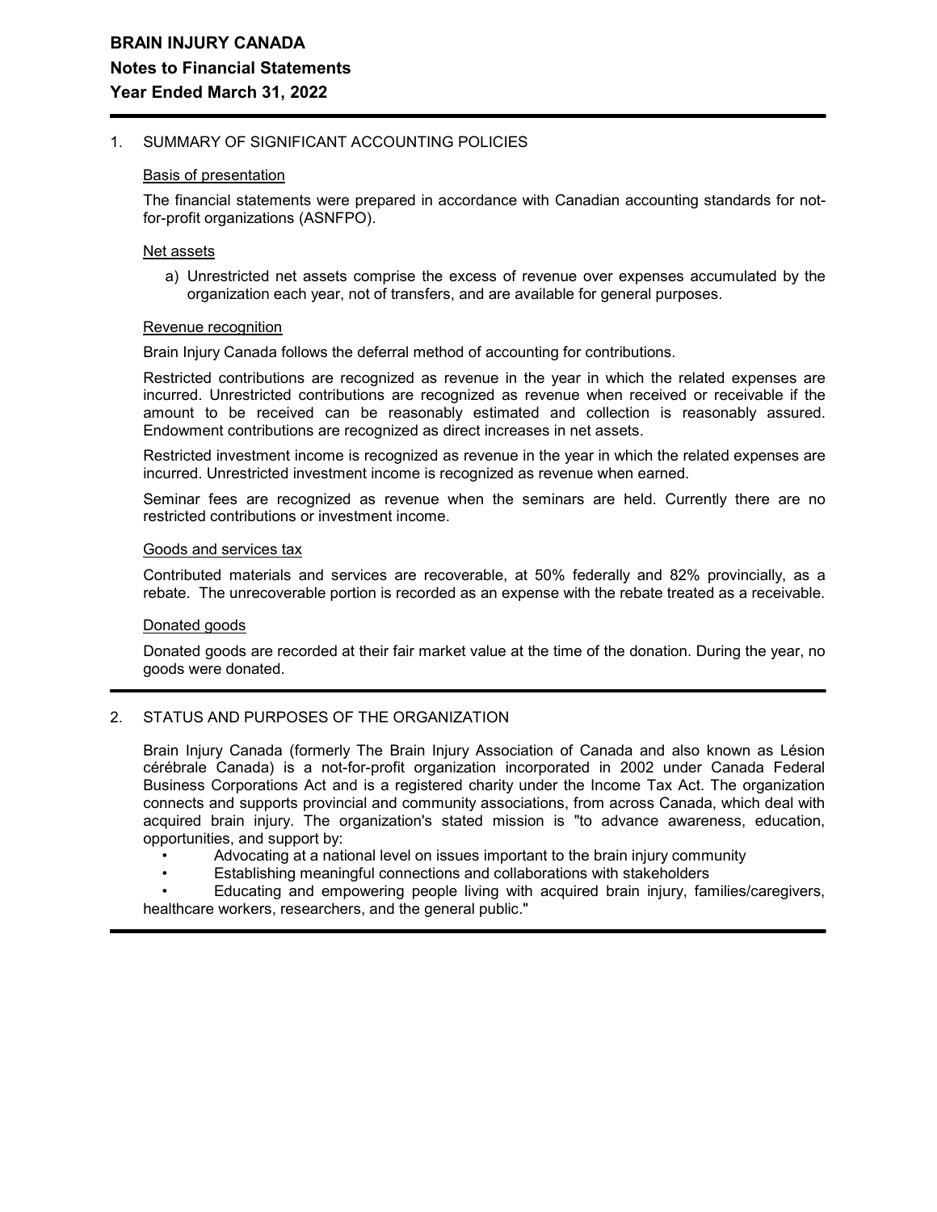# BRAIN INJURY CANADA
## Notes to Financial Statements
## Year Ended March 31, 2022

### 1. SUMMARY OF SIGNIFICANT ACCOUNTING POLICIES

Basis of presentation

The financial statements were prepared in accordance with Canadian accounting standards for not-for-profit organizations (ASNFPO).

Net assets

a) Unrestricted net assets comprise the excess of revenue over expenses accumulated by the organization each year, not of transfers, and are available for general purposes.

Revenue recognition

Brain Injury Canada follows the deferral method of accounting for contributions.

Restricted contributions are recognized as revenue in the year in which the related expenses are incurred. Unrestricted contributions are recognized as revenue when received or receivable if the amount to be received can be reasonably estimated and collection is reasonably assured. Endowment contributions are recognized as direct increases in net assets.

Restricted investment income is recognized as revenue in the year in which the related expenses are incurred. Unrestricted investment income is recognized as revenue when earned.

Seminar fees are recognized as revenue when the seminars are held. Currently there are no restricted contributions or investment income.

Goods and services tax

Contributed materials and services are recoverable, at 50% federally and 82% provincially, as a rebate. The unrecoverable portion is recorded as an expense with the rebate treated as a receivable.

Donated goods

Donated goods are recorded at their fair market value at the time of the donation. During the year, no goods were donated.

### 2. STATUS AND PURPOSES OF THE ORGANIZATION

Brain Injury Canada (formerly The Brain Injury Association of Canada and also known as Lésion cérébrale Canada) is a not-for-profit organization incorporated in 2002 under Canada Federal Business Corporations Act and is a registered charity under the Income Tax Act. The organization connects and supports provincial and community associations, from across Canada, which deal with acquired brain injury. The organization's stated mission is "to advance awareness, education, opportunities, and support by:

- Advocating at a national level on issues important to the brain injury community
- Establishing meaningful connections and collaborations with stakeholders
- Educating and empowering people living with acquired brain injury, families/caregivers, healthcare workers, researchers, and the general public."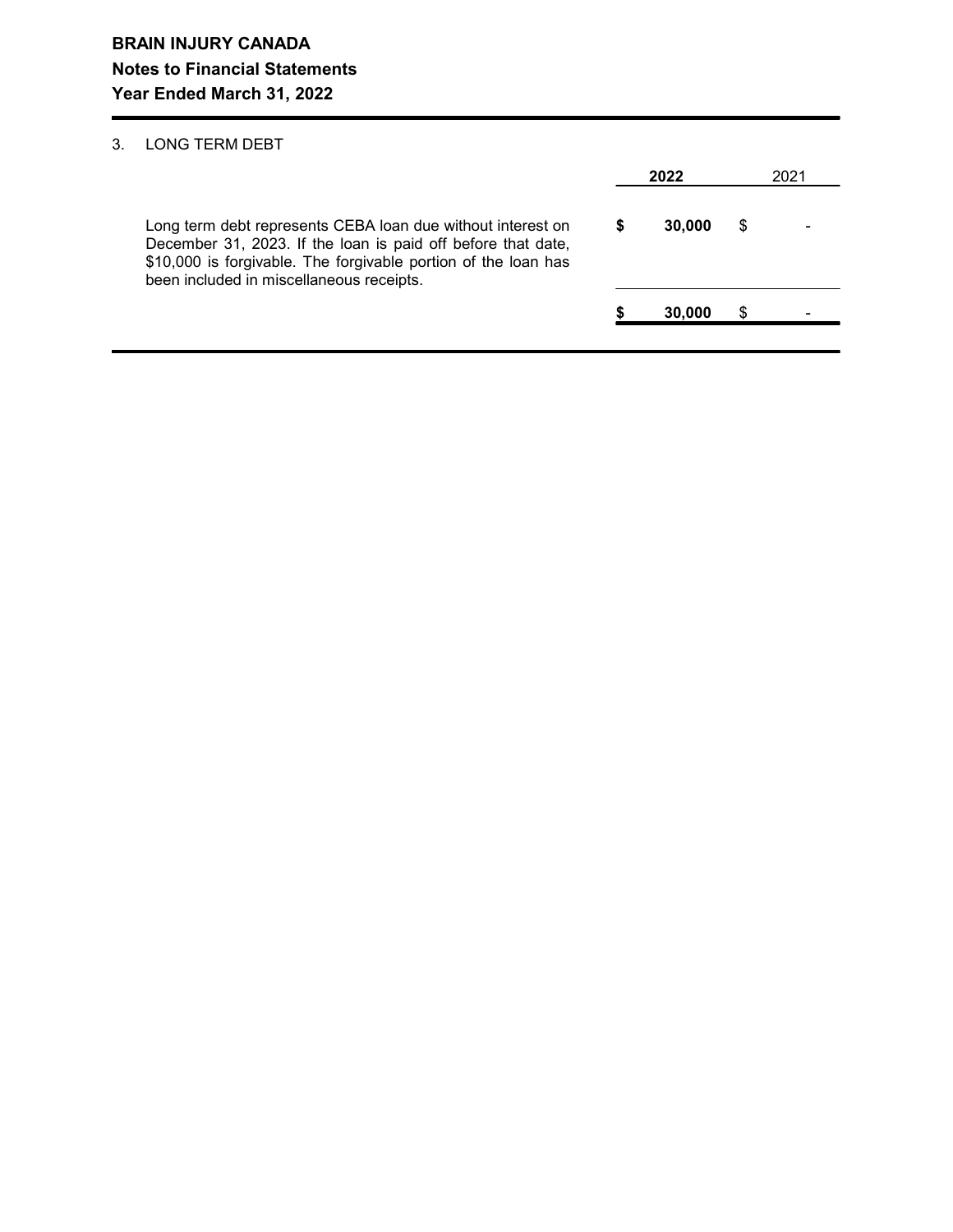# BRAIN INJURY CANADA

## Notes to Financial Statements

## Year Ended March 31, 2022

3. LONG TERM DEBT

| | 2022 | 2021 |
|---|---|---|
| Long term debt represents CEBA loan due without interest on December 31, 2023. If the loan is paid off before that date, $10,000 is forgivable. The forgivable portion of the loan has been included in miscellaneous receipts. | $ 30,000 | $ - |
| | $ 30,000 | $ - |